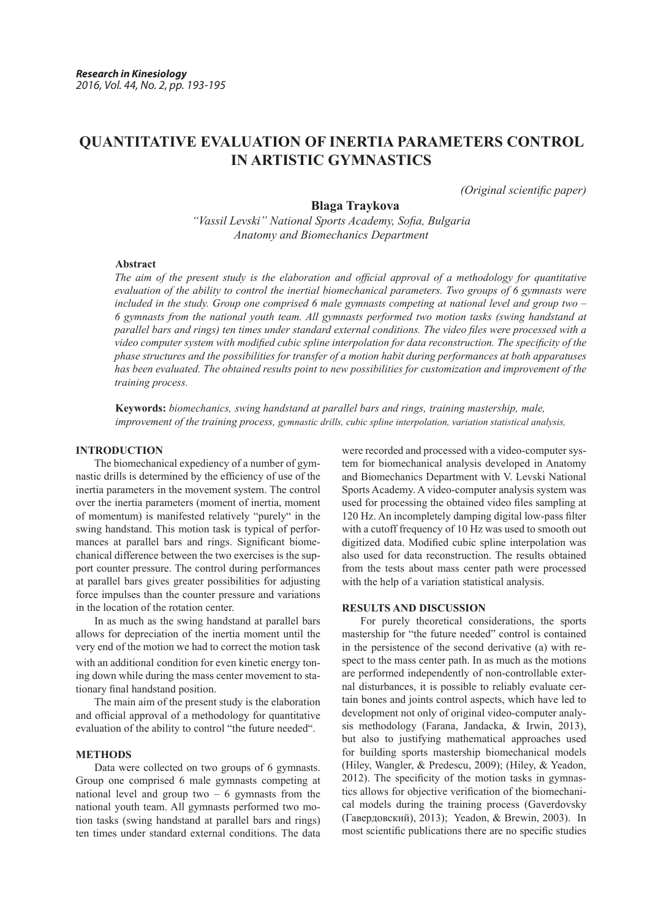# QUANTITATIVE EVALUATION OF INERTIA PARAMETERS CONTROL IN ARTISTIC GYMNASTICS

*(Original scientific paper)*

**Blaga Traykova**

*"Vassil Levski" National Sports Academy, Sofia, Bulgaria*
*Anatomy and Biomechanics Department*

**Abstract**

*The aim of the present study is the elaboration and official approval of a methodology for quantitative evaluation of the ability to control the inertial biomechanical parameters. Two groups of 6 gymnasts were included in the study. Group one comprised 6 male gymnasts competing at national level and group two – 6 gymnasts from the national youth team. All gymnasts performed two motion tasks (swing handstand at parallel bars and rings) ten times under standard external conditions. The video files were processed with a video computer system with modified cubic spline interpolation for data reconstruction. The specificity of the phase structures and the possibilities for transfer of a motion habit during performances at both apparatuses has been evaluated. The obtained results point to new possibilities for customization and improvement of the training process.*

**Keywords:** *biomechanics, swing handstand at parallel bars and rings, training mastership, male, improvement of the training process, gymnastic drills, cubic spline interpolation, variation statistical analysis,*

## INTRODUCTION

The biomechanical expediency of a number of gymnastic drills is determined by the efficiency of use of the inertia parameters in the movement system. The control over the inertia parameters (moment of inertia, moment of momentum) is manifested relatively "purely" in the swing handstand. This motion task is typical of performances at parallel bars and rings. Significant biomechanical difference between the two exercises is the support counter pressure. The control during performances at parallel bars gives greater possibilities for adjusting force impulses than the counter pressure and variations in the location of the rotation center.

In as much as the swing handstand at parallel bars allows for depreciation of the inertia moment until the very end of the motion we had to correct the motion task with an additional condition for even kinetic energy toning down while during the mass center movement to stationary final handstand position.

The main aim of the present study is the elaboration and official approval of a methodology for quantitative evaluation of the ability to control "the future needed".

## METHODS

Data were collected on two groups of 6 gymnasts. Group one comprised 6 male gymnasts competing at national level and group two – 6 gymnasts from the national youth team. All gymnasts performed two motion tasks (swing handstand at parallel bars and rings) ten times under standard external conditions. The data were recorded and processed with a video-computer system for biomechanical analysis developed in Anatomy and Biomechanics Department with V. Levski National Sports Academy. A video-computer analysis system was used for processing the obtained video files sampling at 120 Hz. An incompletely damping digital low-pass filter with a cutoff frequency of 10 Hz was used to smooth out digitized data. Modified cubic spline interpolation was also used for data reconstruction. The results obtained from the tests about mass center path were processed with the help of a variation statistical analysis.

## RESULTS AND DISCUSSION

For purely theoretical considerations, the sports mastership for "the future needed" control is contained in the persistence of the second derivative (a) with respect to the mass center path. In as much as the motions are performed independently of non-controllable external disturbances, it is possible to reliably evaluate certain bones and joints control aspects, which have led to development not only of original video-computer analysis methodology (Farana, Jandacka, & Irwin, 2013), but also to justifying mathematical approaches used for building sports mastership biomechanical models (Hiley, Wangler, & Predescu, 2009); (Hiley, & Yeadon, 2012). The specificity of the motion tasks in gymnastics allows for objective verification of the biomechanical models during the training process (Gaverdovsky (Гавердовский), 2013); Yeadon, & Brewin, 2003). In most scientific publications there are no specific studies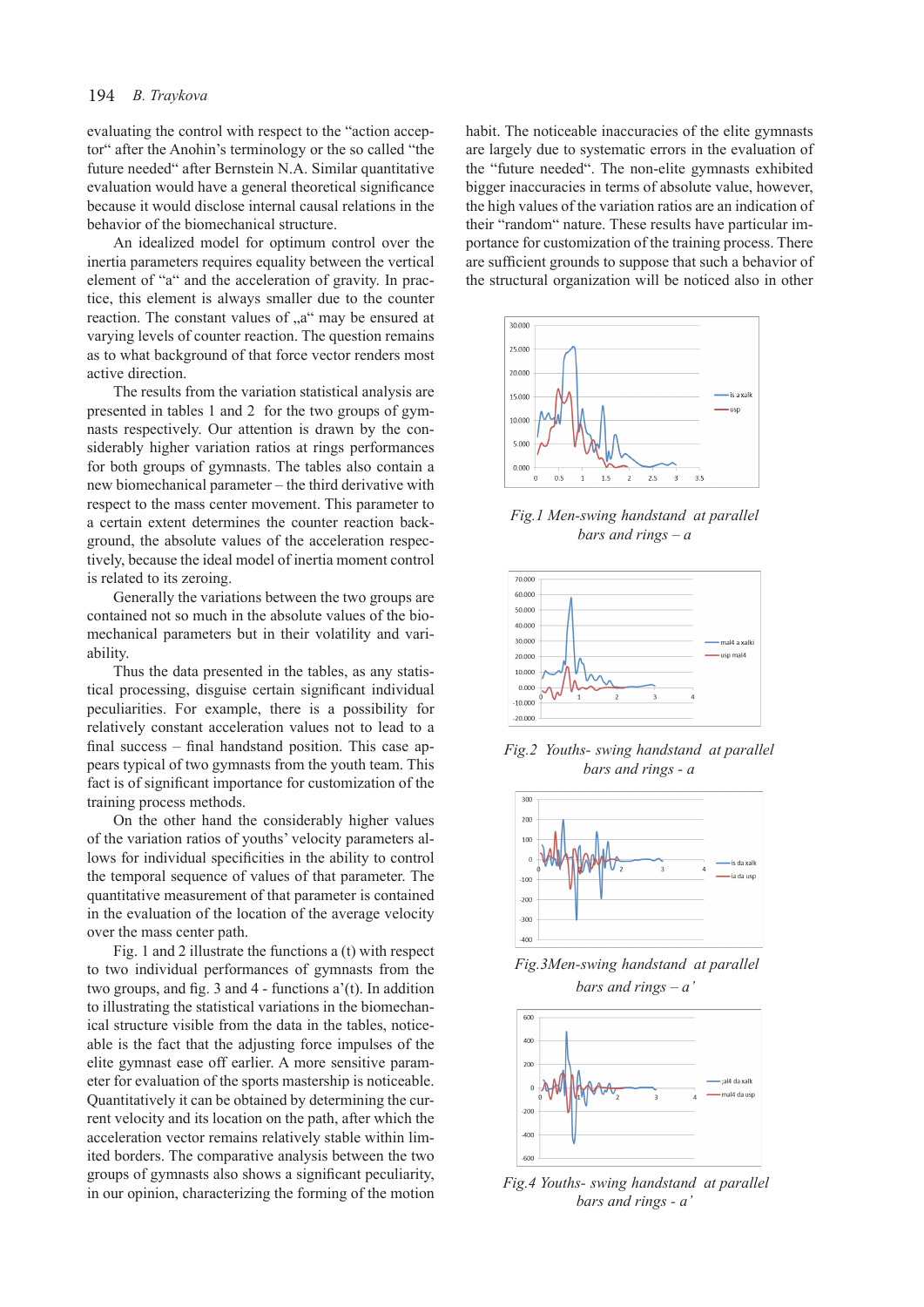evaluating the control with respect to the "action acceptor" after the Anohin's terminology or the so called "the future needed" after Bernstein N.A. Similar quantitative evaluation would have a general theoretical significance because it would disclose internal causal relations in the behavior of the biomechanical structure.

An idealized model for optimum control over the inertia parameters requires equality between the vertical element of "a" and the acceleration of gravity. In practice, this element is always smaller due to the counter reaction. The constant values of „a" may be ensured at varying levels of counter reaction. The question remains as to what background of that force vector renders most active direction.

The results from the variation statistical analysis are presented in tables 1 and 2 for the two groups of gymnasts respectively. Our attention is drawn by the considerably higher variation ratios at rings performances for both groups of gymnasts. The tables also contain a new biomechanical parameter – the third derivative with respect to the mass center movement. This parameter to a certain extent determines the counter reaction background, the absolute values of the acceleration respectively, because the ideal model of inertia moment control is related to its zeroing.

Generally the variations between the two groups are contained not so much in the absolute values of the biomechanical parameters but in their volatility and variability.

Thus the data presented in the tables, as any statistical processing, disguise certain significant individual peculiarities. For example, there is a possibility for relatively constant acceleration values not to lead to a final success – final handstand position. This case appears typical of two gymnasts from the youth team. This fact is of significant importance for customization of the training process methods.

On the other hand the considerably higher values of the variation ratios of youths' velocity parameters allows for individual specificities in the ability to control the temporal sequence of values of that parameter. The quantitative measurement of that parameter is contained in the evaluation of the location of the average velocity over the mass center path.

Fig. 1 and 2 illustrate the functions a (t) with respect to two individual performances of gymnasts from the two groups, and fig. 3 and 4 - functions a'(t). In addition to illustrating the statistical variations in the biomechanical structure visible from the data in the tables, noticeable is the fact that the adjusting force impulses of the elite gymnast ease off earlier. A more sensitive parameter for evaluation of the sports mastership is noticeable. Quantitatively it can be obtained by determining the current velocity and its location on the path, after which the acceleration vector remains relatively stable within limited borders. The comparative analysis between the two groups of gymnasts also shows a significant peculiarity, in our opinion, characterizing the forming of the motion habit. The noticeable inaccuracies of the elite gymnasts are largely due to systematic errors in the evaluation of the "future needed". The non-elite gymnasts exhibited bigger inaccuracies in terms of absolute value, however, the high values of the variation ratios are an indication of their "random" nature. These results have particular importance for customization of the training process. There are sufficient grounds to suppose that such a behavior of the structural organization will be noticed also in other

*Fig.1 Men-swing handstand at parallel bars and rings – a*

*Fig.2 Youths- swing handstand at parallel bars and rings - a*

*Fig.3Men-swing handstand at parallel bars and rings – a'*

*Fig.4 Youths- swing handstand at parallel bars and rings - a'*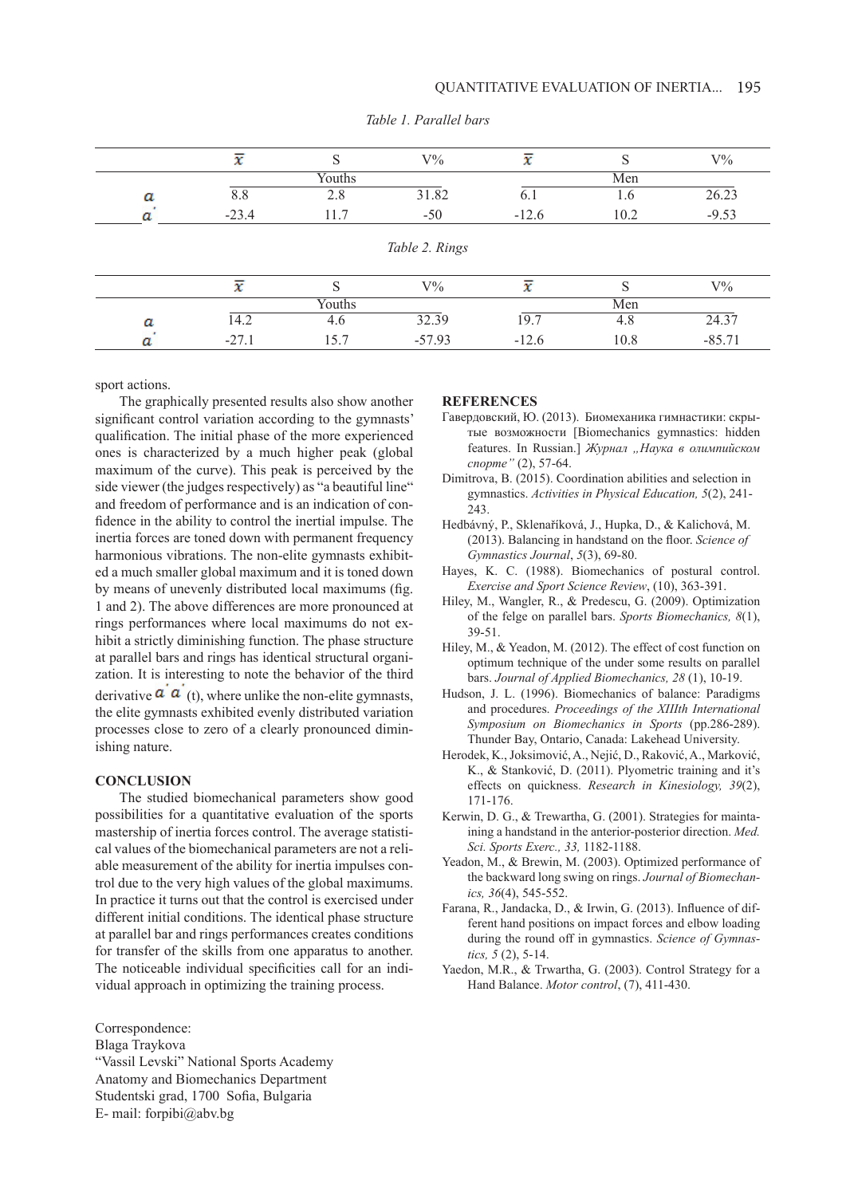*Table 1. Parallel bars*

| | $\bar{x}$ | S | V% | $\bar{x}$ | S | V% |
|---|---|---|---|---|---|---|
| | | Youths | | | Men | |
| $a$ | 8.8 | 2.8 | 31.82 | 6.1 | 1.6 | 26.23 |
| $a^{'}$ | -23.4 | 11.7 | -50 | -12.6 | 10.2 | -9.53 |

*Table 2. Rings*

| | $\bar{x}$ | S | V% | $\bar{x}$ | S | V% |
|---|---|---|---|---|---|---|
| | | Youths | | | Men | |
| $a$ | 14.2 | 4.6 | 32.39 | 19.7 | 4.8 | 24.37 |
| $a^{'}$ | -27.1 | 15.7 | -57.93 | -12.6 | 10.8 | -85.71 |

sport actions.

The graphically presented results also show another significant control variation according to the gymnasts' qualification. The initial phase of the more experienced ones is characterized by a much higher peak (global maximum of the curve). This peak is perceived by the side viewer (the judges respectively) as "a beautiful line" and freedom of performance and is an indication of confidence in the ability to control the inertial impulse. The inertia forces are toned down with permanent frequency harmonious vibrations. The non-elite gymnasts exhibited a much smaller global maximum and it is toned down by means of unevenly distributed local maximums (fig. 1 and 2). The above differences are more pronounced at rings performances where local maximums do not exhibit a strictly diminishing function. The phase structure at parallel bars and rings has identical structural organization. It is interesting to note the behavior of the third derivative $a^{'}a^{'}$ (t), where unlike the non-elite gymnasts, the elite gymnasts exhibited evenly distributed variation processes close to zero of a clearly pronounced diminishing nature.

## CONCLUSION

The studied biomechanical parameters show good possibilities for a quantitative evaluation of the sports mastership of inertia forces control. The average statistical values of the biomechanical parameters are not a reliable measurement of the ability for inertia impulses control due to the very high values of the global maximums. In practice it turns out that the control is exercised under different initial conditions. The identical phase structure at parallel bar and rings performances creates conditions for transfer of the skills from one apparatus to another. The noticeable individual specificities call for an individual approach in optimizing the training process.

Correspondence:
Blaga Traykova
"Vassil Levski" National Sports Academy
Anatomy and Biomechanics Department
Studentski grad, 1700 Sofia, Bulgaria
E- mail: forpibi@abv.bg

## REFERENCES

Гавердовский, Ю. (2013). Биомеханика гимнастики: скрытые возможности [Biomechanics gymnastics: hidden features. In Russian.] *Журнал „Наука в олимпийском спорте"* (2), 57-64.

Dimitrova, B. (2015). Coordination abilities and selection in gymnastics. *Activities in Physical Education, 5*(2), 241-243.

Hedbávný, P., Sklenaříková, J., Hupka, D., & Kalichová, M. (2013). Balancing in handstand on the floor. *Science of Gymnastics Journal*, *5*(3), 69-80.

Hayes, K. C. (1988). Biomechanics of postural control. *Exercise and Sport Science Review*, (10), 363-391.

Hiley, M., Wangler, R., & Predescu, G. (2009). Optimization of the felge on parallel bars. *Sports Biomechanics, 8*(1), 39-51.

Hiley, M., & Yeadon, M. (2012). The effect of cost function on optimum technique of the under some results on parallel bars. *Journal of Applied Biomechanics, 28* (1), 10-19.

Hudson, J. L. (1996). Biomechanics of balance: Paradigms and procedures. *Proceedings of the XIIIth International Symposium on Biomechanics in Sports* (pp.286-289). Thunder Bay, Ontario, Canada: Lakehead University.

Herodek, K., Joksimović, A., Nejić, D., Raković, A., Marković, K., & Stanković, D. (2011). Plyometric training and it's effects on quickness. *Research in Kinesiology, 39*(2), 171-176.

Kerwin, D. G., & Trewartha, G. (2001). Strategies for maintaining a handstand in the anterior-posterior direction. *Med. Sci. Sports Exerc., 33,* 1182-1188.

Yeadon, M., & Brewin, M. (2003). Optimized performance of the backward long swing on rings. *Journal of Biomechanics, 36*(4), 545-552.

Farana, R., Jandacka, D., & Irwin, G. (2013). Influence of different hand positions on impact forces and elbow loading during the round off in gymnastics. *Science of Gymnastics, 5* (2), 5-14.

Yaedon, M.R., & Trwartha, G. (2003). Control Strategy for a Hand Balance. *Motor control*, (7), 411-430.